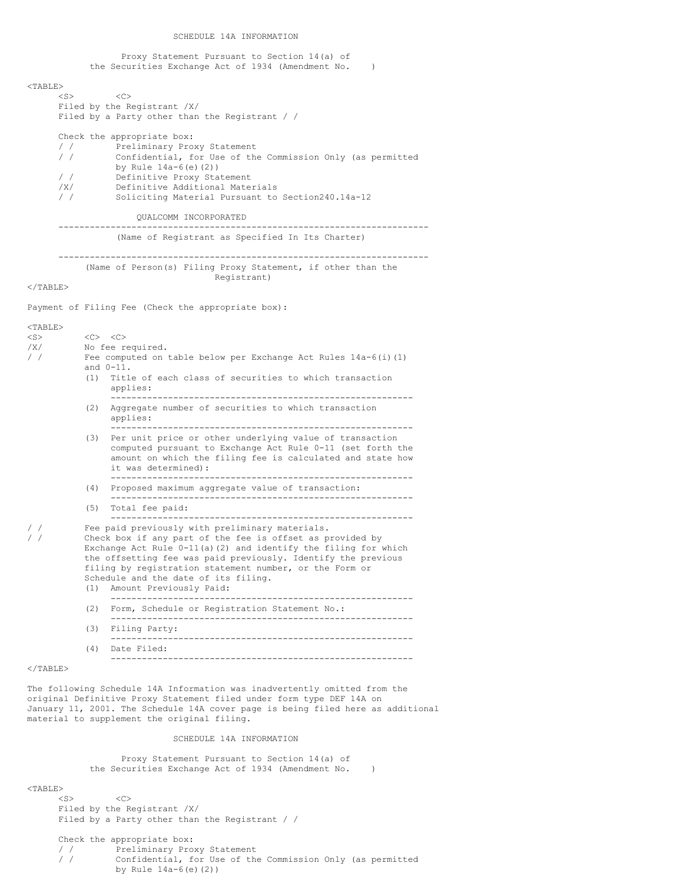SCHEDULE 14A INFORMATION

Proxy Statement Pursuant to Section 14(a) of
the Securities Exchange Act of 1934 (Amendment No. )

Filed by the Registrant /X/
Filed by a Party other than the Registrant / /

Check the appropriate box:

/ / Preliminary Proxy Statement
/ / Confidential, for Use of the Commission Only (as permitted by Rule 14a-6(e)(2))
/ / Definitive Proxy Statement
/X/ Definitive Additional Materials
/ / Soliciting Material Pursuant to Section240.14a-12

QUALCOMM INCORPORATED

---

(Name of Registrant as Specified In Its Charter)

---

(Name of Person(s) Filing Proxy Statement, if other than the Registrant)

Payment of Filing Fee (Check the appropriate box):

/X/ No fee required.
/ / Fee computed on table below per Exchange Act Rules 14a-6(i)(1) and 0-11.

(1) Title of each class of securities to which transaction applies:

---

(2) Aggregate number of securities to which transaction applies:

---

(3) Per unit price or other underlying value of transaction computed pursuant to Exchange Act Rule 0-11 (set forth the amount on which the filing fee is calculated and state how it was determined):

---

(4) Proposed maximum aggregate value of transaction:

---

(5) Total fee paid:

---

/ / Fee paid previously with preliminary materials.
/ / Check box if any part of the fee is offset as provided by Exchange Act Rule 0-11(a)(2) and identify the filing for which the offsetting fee was paid previously. Identify the previous filing by registration statement number, or the Form or Schedule and the date of its filing.

(1) Amount Previously Paid:

---

(2) Form, Schedule or Registration Statement No.:

---

(3) Filing Party:

---

(4) Date Filed:

---

The following Schedule 14A Information was inadvertently omitted from the original Definitive Proxy Statement filed under form type DEF 14A on January 11, 2001. The Schedule 14A cover page is being filed here as additional material to supplement the original filing.

SCHEDULE 14A INFORMATION

Proxy Statement Pursuant to Section 14(a) of
the Securities Exchange Act of 1934 (Amendment No. )

Filed by the Registrant /X/
Filed by a Party other than the Registrant / /

Check the appropriate box:

/ / Preliminary Proxy Statement
/ / Confidential, for Use of the Commission Only (as permitted by Rule 14a-6(e)(2))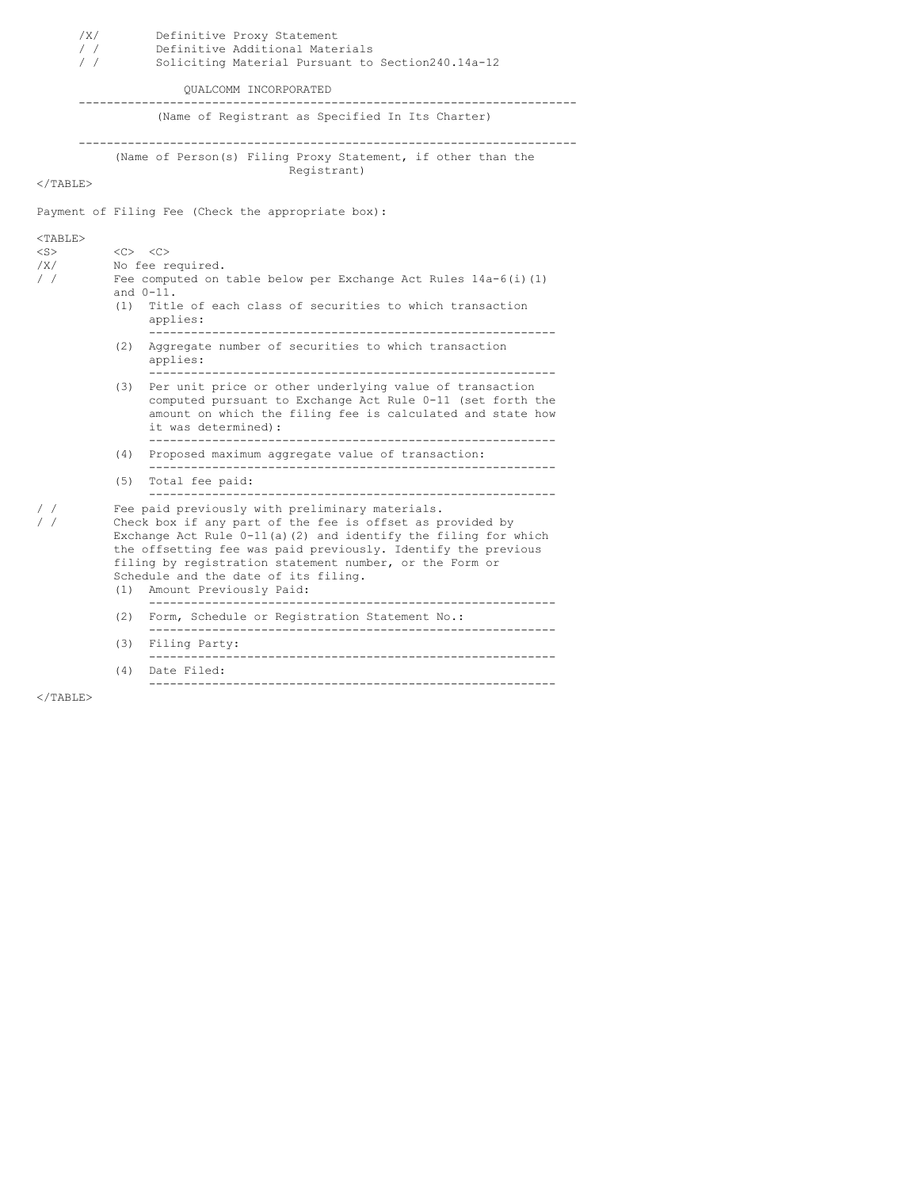/X/ Definitive Proxy Statement

/ / Definitive Additional Materials

/ / Soliciting Material Pursuant to Section240.14a-12

QUALCOMM INCORPORATED

---

(Name of Registrant as Specified In Its Charter)

---

(Name of Person(s) Filing Proxy Statement, if other than the Registrant)

Payment of Filing Fee (Check the appropriate box):

/X/ No fee required.

/ / Fee computed on table below per Exchange Act Rules 14a-6(i)(1) and 0-11.

(1) Title of each class of securities to which transaction applies:

---

(2) Aggregate number of securities to which transaction applies:

---

(3) Per unit price or other underlying value of transaction computed pursuant to Exchange Act Rule 0-11 (set forth the amount on which the filing fee is calculated and state how it was determined):

---

(4) Proposed maximum aggregate value of transaction:

---

(5) Total fee paid:

---

/ / Fee paid previously with preliminary materials.

/ / Check box if any part of the fee is offset as provided by Exchange Act Rule 0-11(a)(2) and identify the filing for which the offsetting fee was paid previously. Identify the previous filing by registration statement number, or the Form or Schedule and the date of its filing.

(1) Amount Previously Paid:

---

(2) Form, Schedule or Registration Statement No.:

---

(3) Filing Party:

---

(4) Date Filed:

---